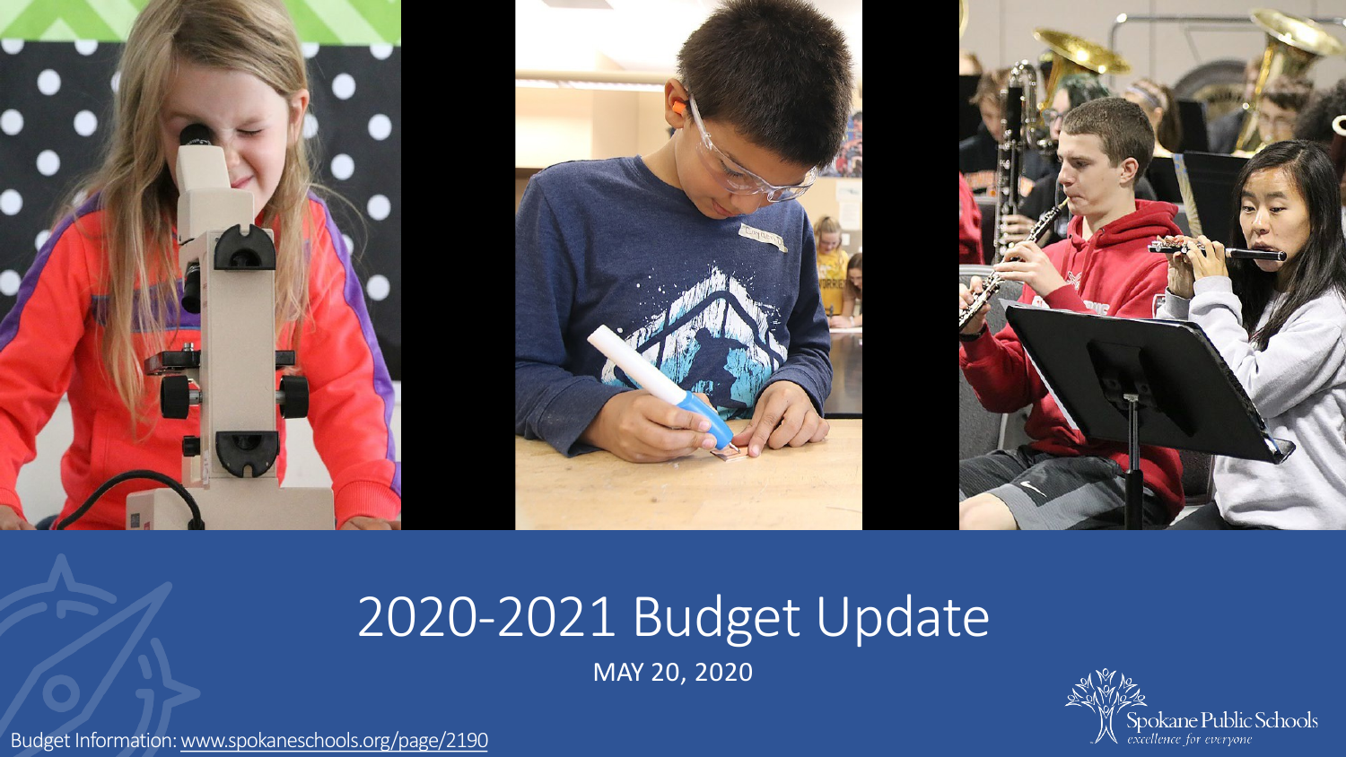# 2020-2021 Budget Update

MAY 20, 2020

Spokane Public Schools
*excellence for everyone*

Budget Information: www.spokaneschools.org/page/2190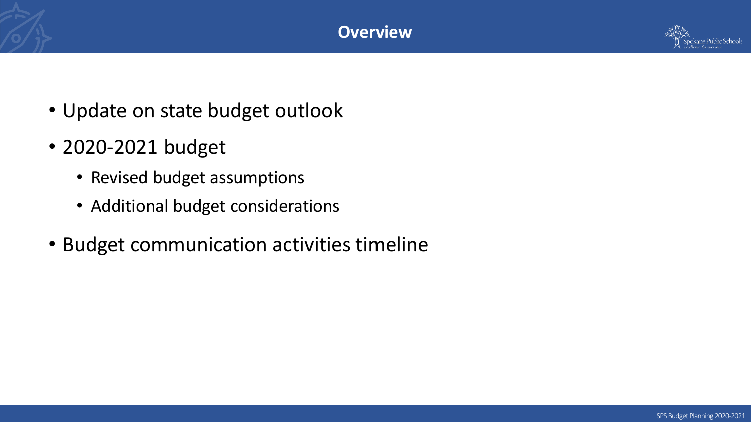# Overview

- Update on state budget outlook
- 2020-2021 budget
  - Revised budget assumptions
  - Additional budget considerations
- Budget communication activities timeline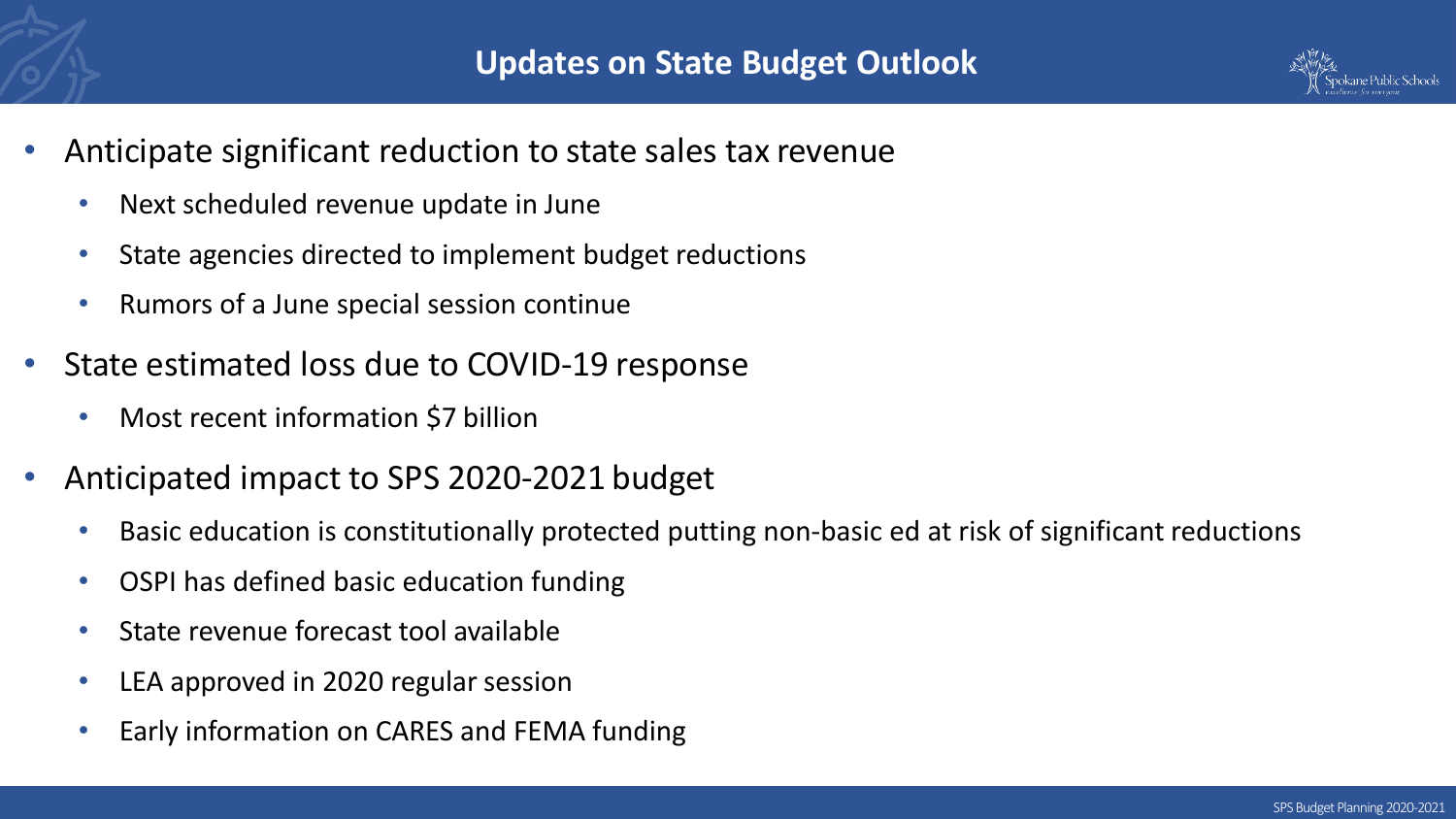# Updates on State Budget Outlook

- Anticipate significant reduction to state sales tax revenue
  - Next scheduled revenue update in June
  - State agencies directed to implement budget reductions
  - Rumors of a June special session continue
- State estimated loss due to COVID-19 response
  - Most recent information $7 billion
- Anticipated impact to SPS 2020-2021 budget
  - Basic education is constitutionally protected putting non-basic ed at risk of significant reductions
  - OSPI has defined basic education funding
  - State revenue forecast tool available
  - LEA approved in 2020 regular session
  - Early information on CARES and FEMA funding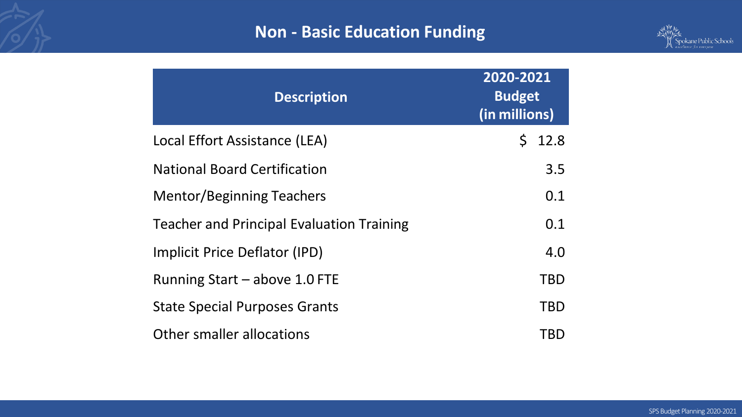# Non - Basic Education Funding

| Description | 2020-2021 Budget (in millions) |
|---|---|
| Local Effort Assistance (LEA) | $ 12.8 |
| National Board Certification | 3.5 |
| Mentor/Beginning Teachers | 0.1 |
| Teacher and Principal Evaluation Training | 0.1 |
| Implicit Price Deflator (IPD) | 4.0 |
| Running Start – above 1.0 FTE | TBD |
| State Special Purposes Grants | TBD |
| Other smaller allocations | TBD |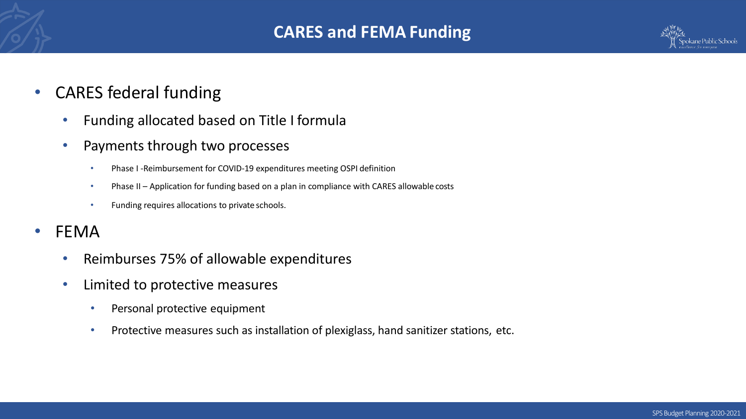# CARES and FEMA Funding

- CARES federal funding
  - Funding allocated based on Title I formula
  - Payments through two processes
    - Phase I -Reimbursement for COVID-19 expenditures meeting OSPI definition
    - Phase II – Application for funding based on a plan in compliance with CARES allowable costs
    - Funding requires allocations to private schools.
- FEMA
  - Reimburses 75% of allowable expenditures
  - Limited to protective measures
    - Personal protective equipment
    - Protective measures such as installation of plexiglass, hand sanitizer stations, etc.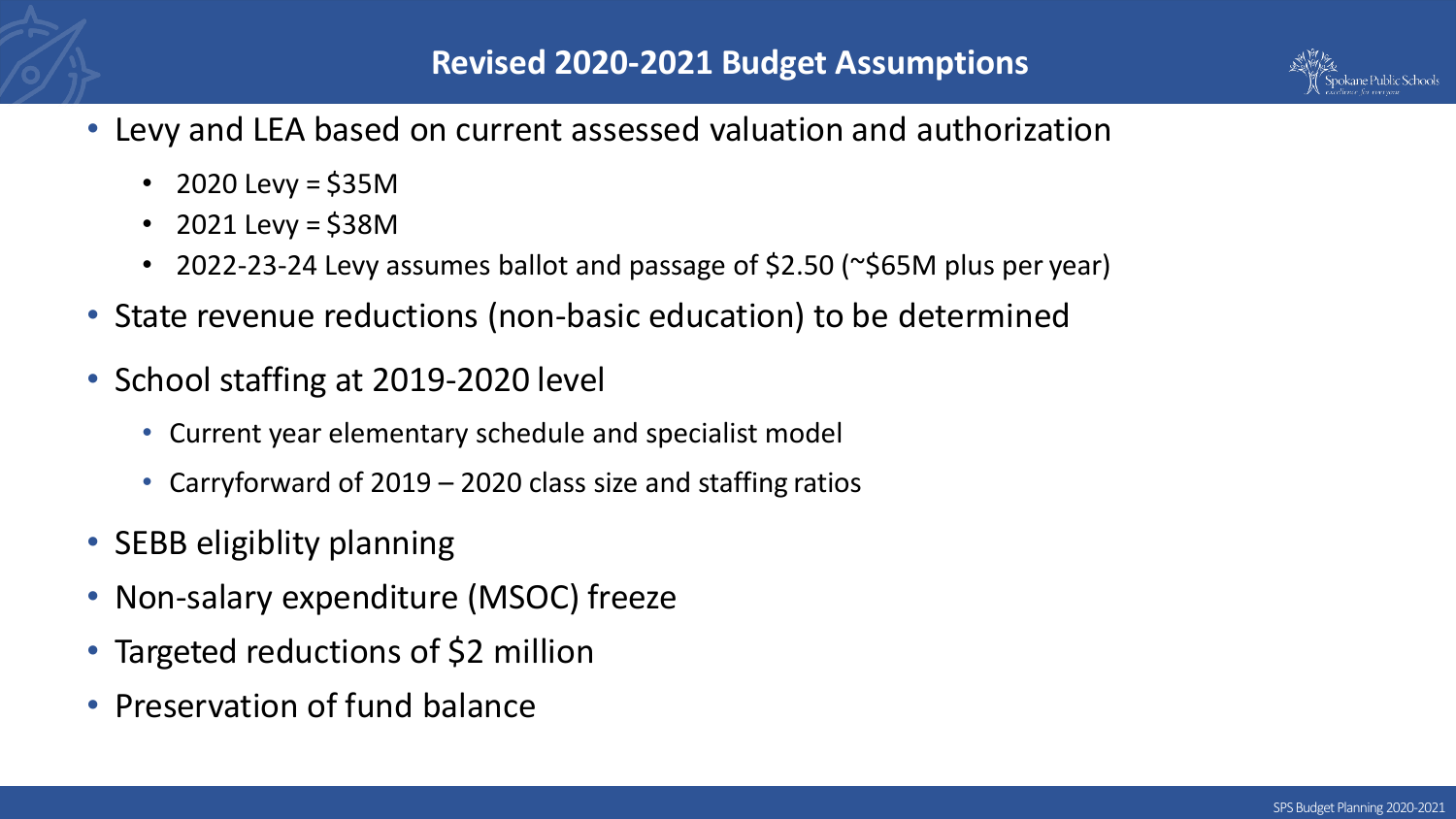# Revised 2020-2021 Budget Assumptions

- Levy and LEA based on current assessed valuation and authorization
  - 2020 Levy = $35M
  - 2021 Levy = $38M
  - 2022-23-24 Levy assumes ballot and passage of $2.50 (~$65M plus per year)
- State revenue reductions (non-basic education) to be determined
- School staffing at 2019-2020 level
  - Current year elementary schedule and specialist model
  - Carryforward of 2019 – 2020 class size and staffing ratios
- SEBB eligiblity planning
- Non-salary expenditure (MSOC) freeze
- Targeted reductions of $2 million
- Preservation of fund balance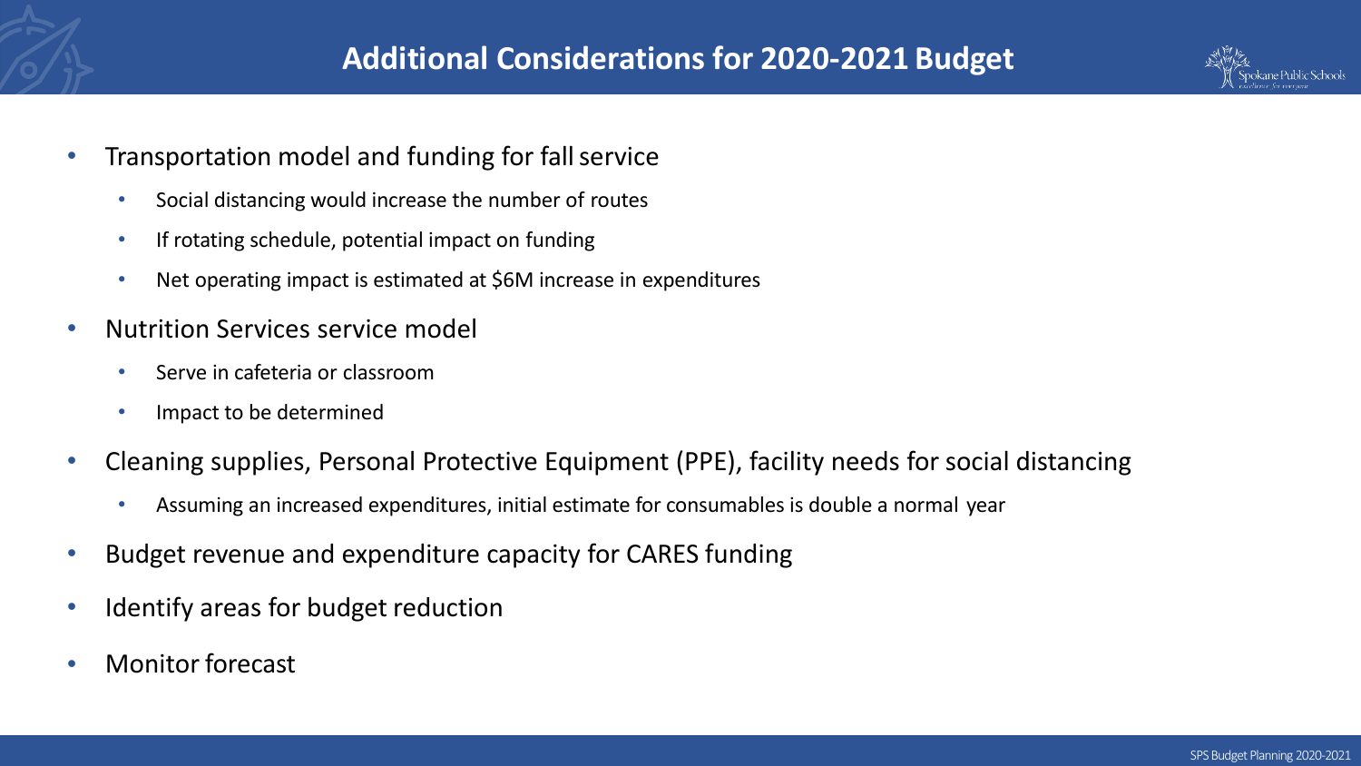# Additional Considerations for 2020-2021 Budget

- Transportation model and funding for fall service
  - Social distancing would increase the number of routes
  - If rotating schedule, potential impact on funding
  - Net operating impact is estimated at $6M increase in expenditures
- Nutrition Services service model
  - Serve in cafeteria or classroom
  - Impact to be determined
- Cleaning supplies, Personal Protective Equipment (PPE), facility needs for social distancing
  - Assuming an increased expenditures, initial estimate for consumables is double a normal year
- Budget revenue and expenditure capacity for CARES funding
- Identify areas for budget reduction
- Monitor forecast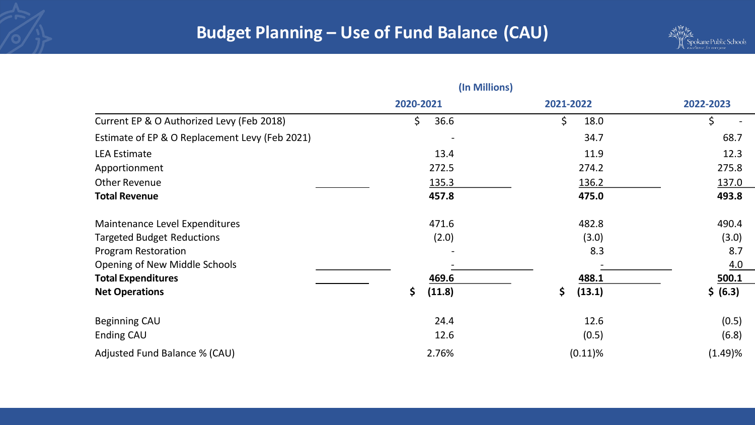# Budget Planning – Use of Fund Balance (CAU)

(In Millions)

| | 2020-2021 | 2021-2022 | 2022-2023 |
|---|---|---|---|
| Current EP & O Authorized Levy (Feb 2018) | $ 36.6 | $ 18.0 | $ - |
| Estimate of EP & O Replacement Levy (Feb 2021) | - | 34.7 | 68.7 |
| LEA Estimate | 13.4 | 11.9 | 12.3 |
| Apportionment | 272.5 | 274.2 | 275.8 |
| Other Revenue | 135.3 | 136.2 | 137.0 |
| **Total Revenue** | **457.8** | **475.0** | **493.8** |
| | | | |
| Maintenance Level Expenditures | 471.6 | 482.8 | 490.4 |
| Targeted Budget Reductions | (2.0) | (3.0) | (3.0) |
| Program Restoration | - | 8.3 | 8.7 |
| Opening of New Middle Schools | - | - | 4.0 |
| **Total Expenditures** | **469.6** | **488.1** | **500.1** |
| **Net Operations** | **$ (11.8)** | **$ (13.1)** | **$ (6.3)** |
| | | | |
| Beginning CAU | 24.4 | 12.6 | (0.5) |
| Ending CAU | 12.6 | (0.5) | (6.8) |
| Adjusted Fund Balance % (CAU) | 2.76% | (0.11)% | (1.49)% |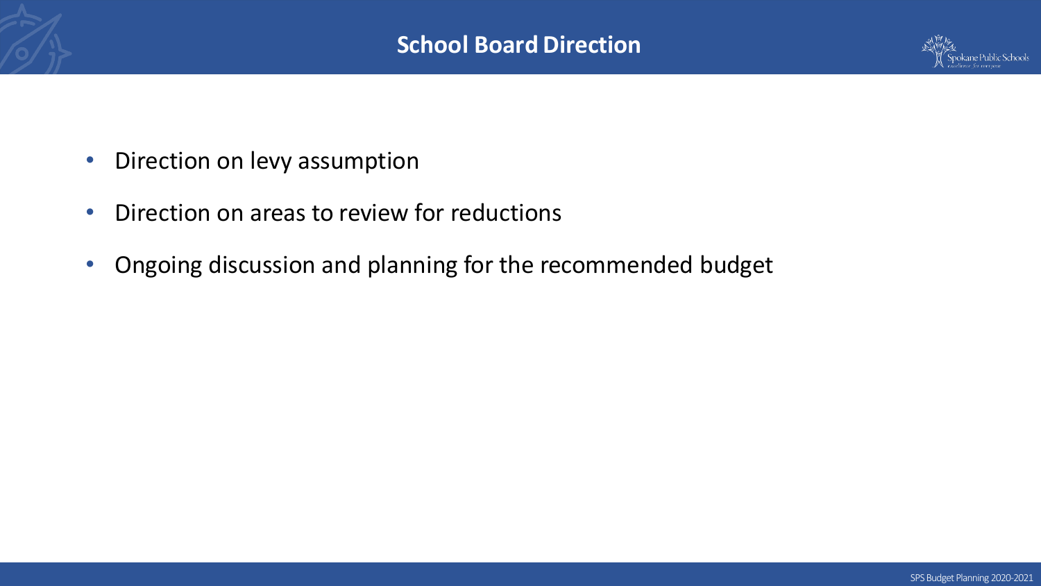# School Board Direction

- Direction on levy assumption
- Direction on areas to review for reductions
- Ongoing discussion and planning for the recommended budget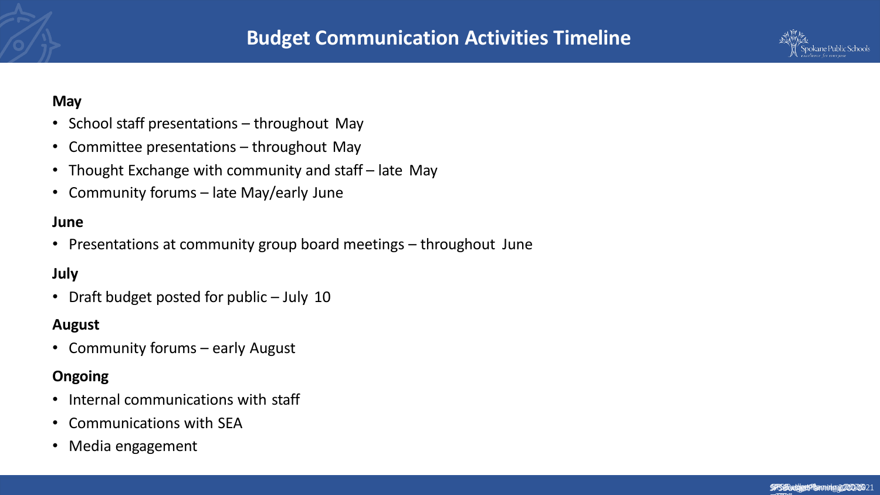# Budget Communication Activities Timeline

**May**

- School staff presentations – throughout May
- Committee presentations – throughout May
- Thought Exchange with community and staff – late May
- Community forums – late May/early June

**June**

- Presentations at community group board meetings – throughout June

**July**

- Draft budget posted for public – July 10

**August**

- Community forums – early August

**Ongoing**

- Internal communications with staff
- Communications with SEA
- Media engagement